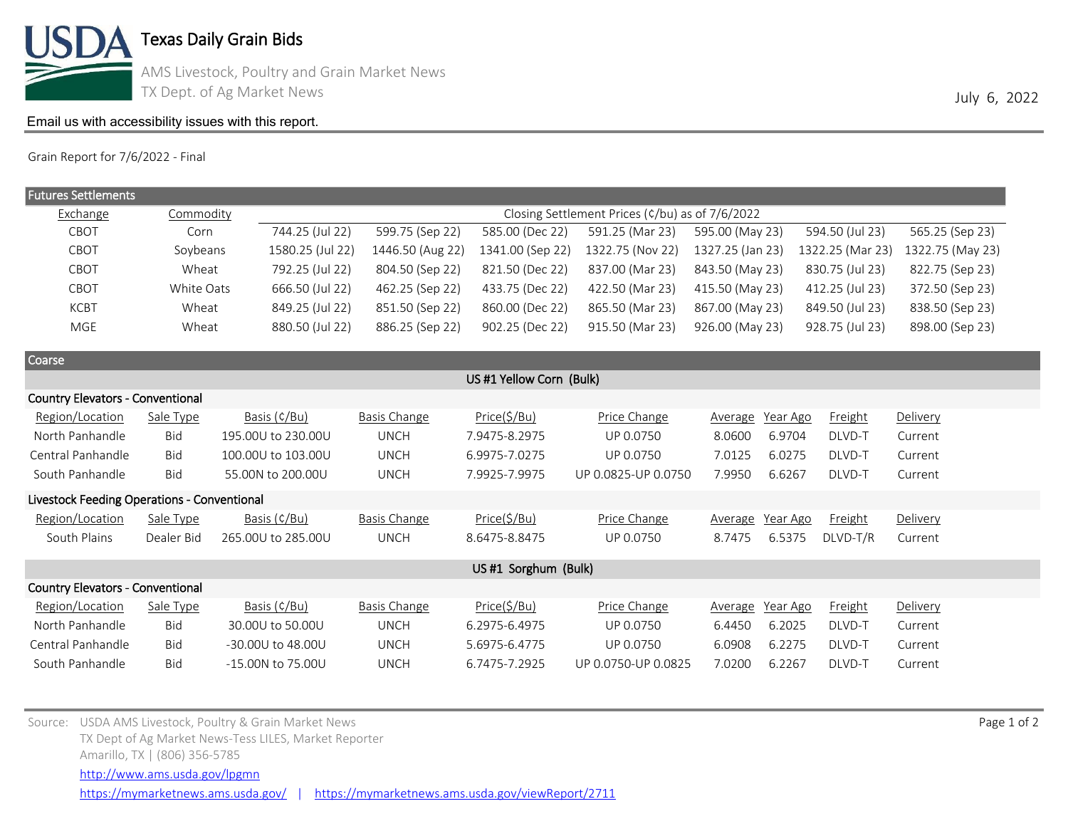# Texas Daily Grain Bids

AMS Livestock, Poultry and Grain Market News

TX Dept. of Ag Market News

July 6, 2022

Email us with accessibility issues with this report.

Grain Report for 7/6/2022 - Final

## Futures Settlements

| Exchange | Commodity | Closing Settlement Prices (¢/bu) as of 7/6/2022 | | | | | | |
|---|---|---|---|---|---|---|---|---|
| CBOT | Corn | 744.25 (Jul 22) | 599.75 (Sep 22) | 585.00 (Dec 22) | 591.25 (Mar 23) | 595.00 (May 23) | 594.50 (Jul 23) | 565.25 (Sep 23) |
| CBOT | Soybeans | 1580.25 (Jul 22) | 1446.50 (Aug 22) | 1341.00 (Sep 22) | 1322.75 (Nov 22) | 1327.25 (Jan 23) | 1322.25 (Mar 23) | 1322.75 (May 23) |
| CBOT | Wheat | 792.25 (Jul 22) | 804.50 (Sep 22) | 821.50 (Dec 22) | 837.00 (Mar 23) | 843.50 (May 23) | 830.75 (Jul 23) | 822.75 (Sep 23) |
| CBOT | White Oats | 666.50 (Jul 22) | 462.25 (Sep 22) | 433.75 (Dec 22) | 422.50 (Mar 23) | 415.50 (May 23) | 412.25 (Jul 23) | 372.50 (Sep 23) |
| KCBT | Wheat | 849.25 (Jul 22) | 851.50 (Sep 22) | 860.00 (Dec 22) | 865.50 (Mar 23) | 867.00 (May 23) | 849.50 (Jul 23) | 838.50 (Sep 23) |
| MGE | Wheat | 880.50 (Jul 22) | 886.25 (Sep 22) | 902.25 (Dec 22) | 915.50 (Mar 23) | 926.00 (May 23) | 928.75 (Jul 23) | 898.00 (Sep 23) |

## Coarse

### US #1 Yellow Corn (Bulk)

**Country Elevators - Conventional**

| Region/Location | Sale Type | Basis (¢/Bu) | Basis Change | Price($/Bu) | Price Change | Average | Year Ago | Freight | Delivery |
|---|---|---|---|---|---|---|---|---|---|
| North Panhandle | Bid | 195.00U to 230.00U | UNCH | 7.9475-8.2975 | UP 0.0750 | 8.0600 | 6.9704 | DLVD-T | Current |
| Central Panhandle | Bid | 100.00U to 103.00U | UNCH | 6.9975-7.0275 | UP 0.0750 | 7.0125 | 6.0275 | DLVD-T | Current |
| South Panhandle | Bid | 55.00N to 200.00U | UNCH | 7.9925-7.9975 | UP 0.0825-UP 0.0750 | 7.9950 | 6.6267 | DLVD-T | Current |

**Livestock Feeding Operations - Conventional**

| Region/Location | Sale Type | Basis (¢/Bu) | Basis Change | Price($/Bu) | Price Change | Average | Year Ago | Freight | Delivery |
|---|---|---|---|---|---|---|---|---|---|
| South Plains | Dealer Bid | 265.00U to 285.00U | UNCH | 8.6475-8.8475 | UP 0.0750 | 8.7475 | 6.5375 | DLVD-T/R | Current |

### US #1 Sorghum (Bulk)

**Country Elevators - Conventional**

| Region/Location | Sale Type | Basis (¢/Bu) | Basis Change | Price($/Bu) | Price Change | Average | Year Ago | Freight | Delivery |
|---|---|---|---|---|---|---|---|---|---|
| North Panhandle | Bid | 30.00U to 50.00U | UNCH | 6.2975-6.4975 | UP 0.0750 | 6.4450 | 6.2025 | DLVD-T | Current |
| Central Panhandle | Bid | -30.00U to 48.00U | UNCH | 5.6975-6.4775 | UP 0.0750 | 6.0908 | 6.2275 | DLVD-T | Current |
| South Panhandle | Bid | -15.00N to 75.00U | UNCH | 6.7475-7.2925 | UP 0.0750-UP 0.0825 | 7.0200 | 6.2267 | DLVD-T | Current |

Source: USDA AMS Livestock, Poultry & Grain Market News
TX Dept of Ag Market News-Tess LILES, Market Reporter
Amarillo, TX | (806) 356-5785
http://www.ams.usda.gov/lpgmn
https://mymarketnews.ams.usda.gov/ | https://mymarketnews.ams.usda.gov/viewReport/2711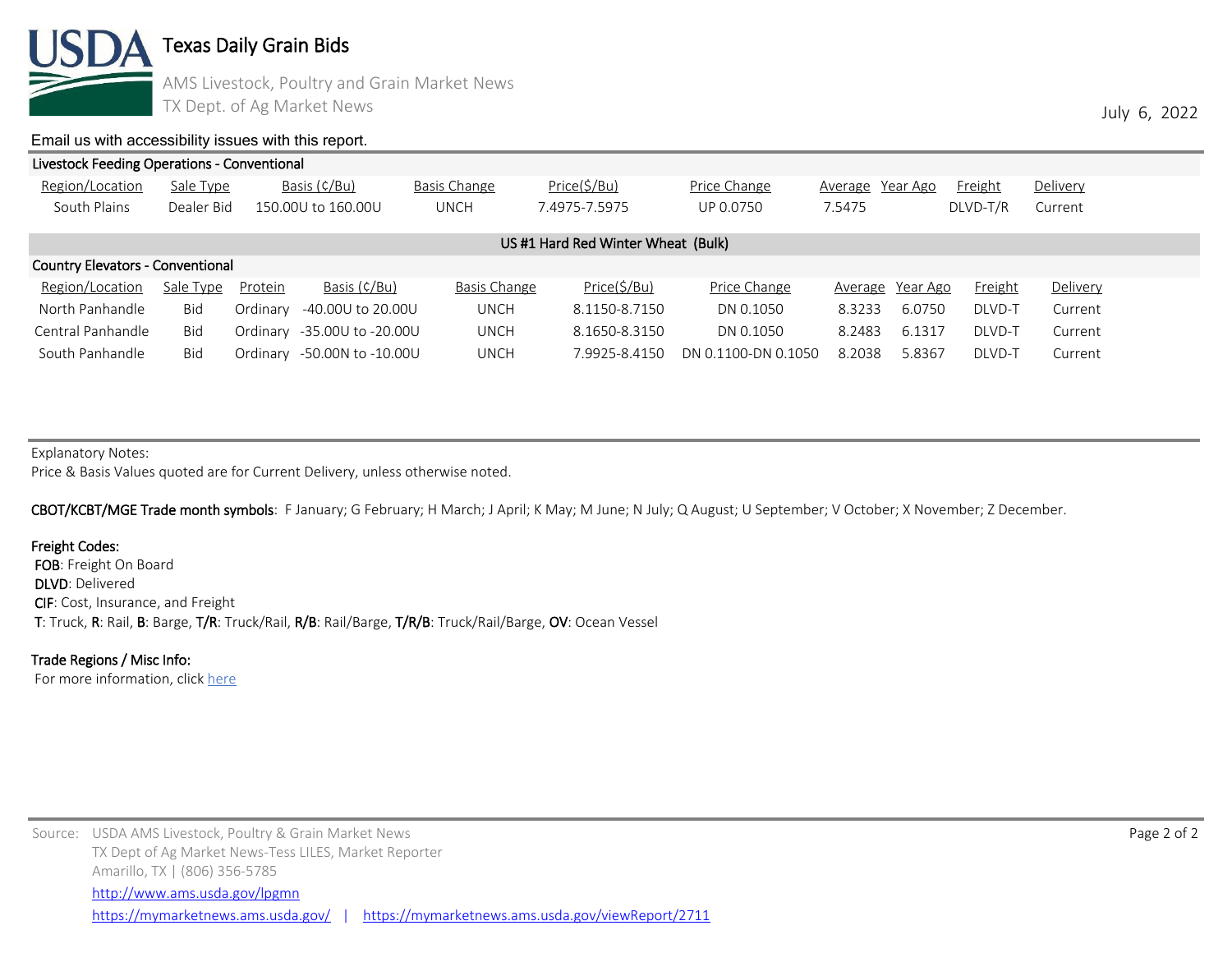# Texas Daily Grain Bids

AMS Livestock, Poultry and Grain Market News
TX Dept. of Ag Market News

July 6, 2022

Email us with accessibility issues with this report.

**Livestock Feeding Operations - Conventional**

| Region/Location | Sale Type | Basis (¢/Bu) | Basis Change | Price($/Bu) | Price Change | Average | Year Ago | Freight | Delivery |
|---|---|---|---|---|---|---|---|---|---|
| South Plains | Dealer Bid | 150.00U to 160.00U | UNCH | 7.4975-7.5975 | UP 0.0750 | 7.5475 | | DLVD-T/R | Current |

## US #1 Hard Red Winter Wheat (Bulk)

**Country Elevators - Conventional**

| Region/Location | Sale Type | Protein | Basis (¢/Bu) | Basis Change | Price($/Bu) | Price Change | Average | Year Ago | Freight | Delivery |
|---|---|---|---|---|---|---|---|---|---|---|
| North Panhandle | Bid | Ordinary | -40.00U to 20.00U | UNCH | 8.1150-8.7150 | DN 0.1050 | 8.3233 | 6.0750 | DLVD-T | Current |
| Central Panhandle | Bid | Ordinary | -35.00U to -20.00U | UNCH | 8.1650-8.3150 | DN 0.1050 | 8.2483 | 6.1317 | DLVD-T | Current |
| South Panhandle | Bid | Ordinary | -50.00N to -10.00U | UNCH | 7.9925-8.4150 | DN 0.1100-DN 0.1050 | 8.2038 | 5.8367 | DLVD-T | Current |

Explanatory Notes:
Price & Basis Values quoted are for Current Delivery, unless otherwise noted.

**CBOT/KCBT/MGE Trade month symbols**: F January; G February; H March; J April; K May; M June; N July; Q August; U September; V October; X November; Z December.

**Freight Codes:**
**FOB**: Freight On Board
**DLVD**: Delivered
**CIF**: Cost, Insurance, and Freight
**T**: Truck, **R**: Rail, **B**: Barge, **T/R**: Truck/Rail, **R/B**: Rail/Barge, **T/R/B**: Truck/Rail/Barge, **OV**: Ocean Vessel

**Trade Regions / Misc Info:**
For more information, click here

Source: USDA AMS Livestock, Poultry & Grain Market News
TX Dept of Ag Market News-Tess LILES, Market Reporter
Amarillo, TX | (806) 356-5785
http://www.ams.usda.gov/lpgmn
https://mymarketnews.ams.usda.gov/ | https://mymarketnews.ams.usda.gov/viewReport/2711